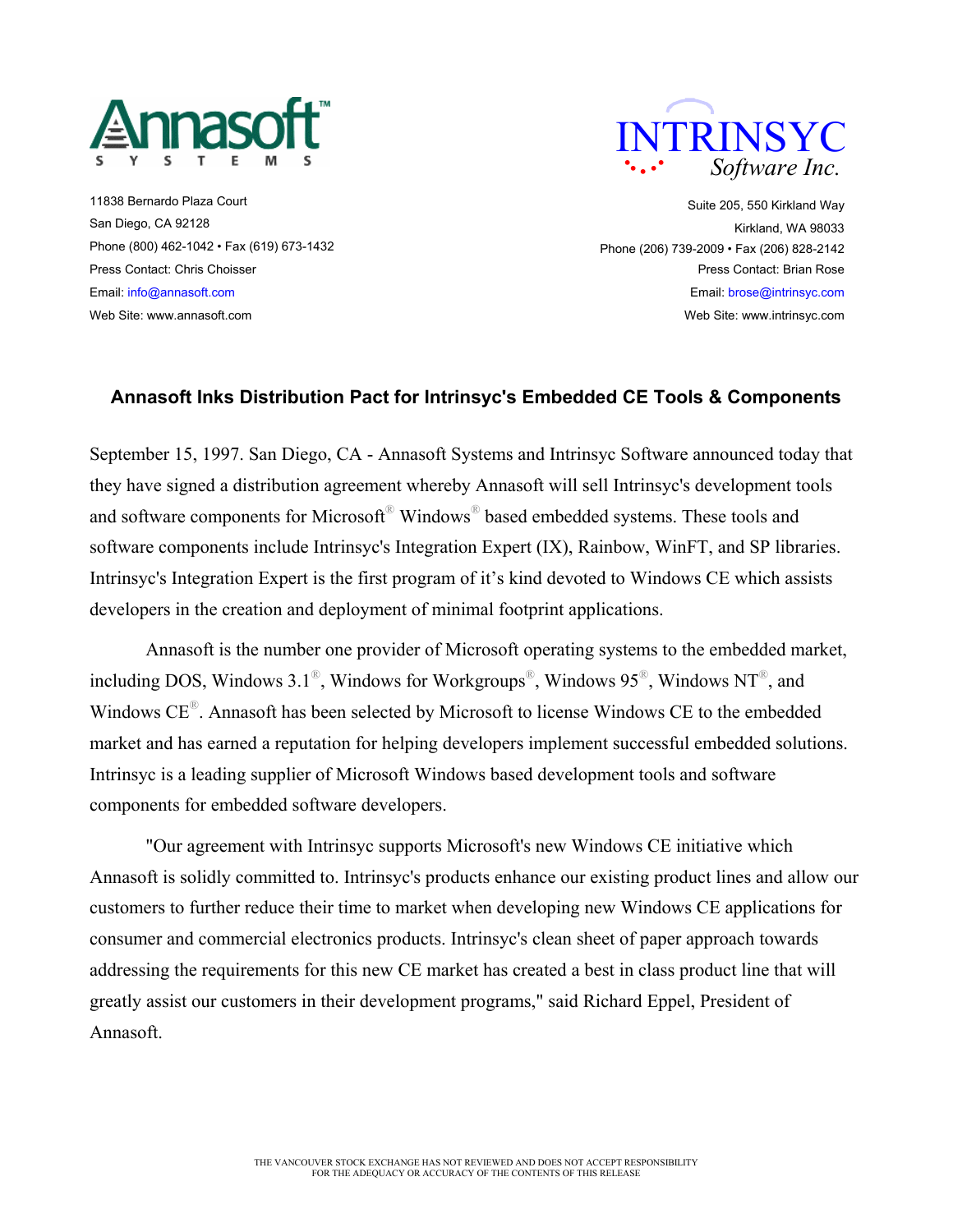**Annasoft™ SYSTEMS**

11838 Bernardo Plaza Court
San Diego, CA 92128
Phone (800) 462-1042 • Fax (619) 673-1432
Press Contact: Chris Choisser
Email: info@annasoft.com
Web Site: www.annasoft.com

**INTRINSYC Software Inc.**

Suite 205, 550 Kirkland Way
Kirkland, WA 98033
Phone (206) 739-2009 • Fax (206) 828-2142
Press Contact: Brian Rose
Email: brose@intrinsyc.com
Web Site: www.intrinsyc.com

## Annasoft Inks Distribution Pact for Intrinsyc's Embedded CE Tools & Components

September 15, 1997. San Diego, CA - Annasoft Systems and Intrinsyc Software announced today that they have signed a distribution agreement whereby Annasoft will sell Intrinsyc's development tools and software components for Microsoft® Windows® based embedded systems. These tools and software components include Intrinsyc's Integration Expert (IX), Rainbow, WinFT, and SP libraries. Intrinsyc's Integration Expert is the first program of it's kind devoted to Windows CE which assists developers in the creation and deployment of minimal footprint applications.

Annasoft is the number one provider of Microsoft operating systems to the embedded market, including DOS, Windows 3.1®, Windows for Workgroups®, Windows 95®, Windows NT®, and Windows CE®. Annasoft has been selected by Microsoft to license Windows CE to the embedded market and has earned a reputation for helping developers implement successful embedded solutions. Intrinsyc is a leading supplier of Microsoft Windows based development tools and software components for embedded software developers.

"Our agreement with Intrinsyc supports Microsoft's new Windows CE initiative which Annasoft is solidly committed to. Intrinsyc's products enhance our existing product lines and allow our customers to further reduce their time to market when developing new Windows CE applications for consumer and commercial electronics products. Intrinsyc's clean sheet of paper approach towards addressing the requirements for this new CE market has created a best in class product line that will greatly assist our customers in their development programs," said Richard Eppel, President of Annasoft.

THE VANCOUVER STOCK EXCHANGE HAS NOT REVIEWED AND DOES NOT ACCEPT RESPONSIBILITY FOR THE ADEQUACY OR ACCURACY OF THE CONTENTS OF THIS RELEASE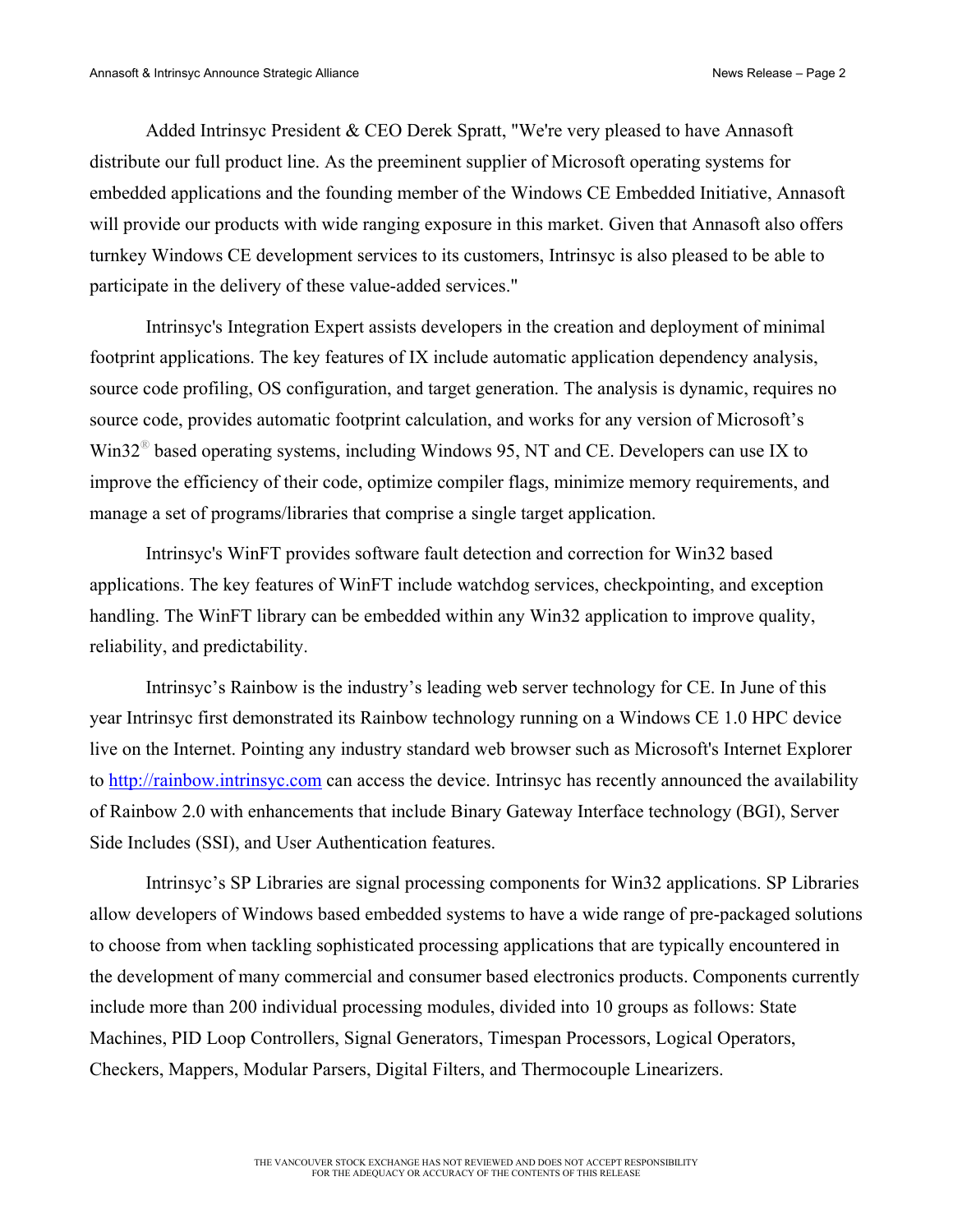Added Intrinsyc President & CEO Derek Spratt, "We're very pleased to have Annasoft distribute our full product line. As the preeminent supplier of Microsoft operating systems for embedded applications and the founding member of the Windows CE Embedded Initiative, Annasoft will provide our products with wide ranging exposure in this market. Given that Annasoft also offers turnkey Windows CE development services to its customers, Intrinsyc is also pleased to be able to participate in the delivery of these value-added services."

Intrinsyc's Integration Expert assists developers in the creation and deployment of minimal footprint applications. The key features of IX include automatic application dependency analysis, source code profiling, OS configuration, and target generation. The analysis is dynamic, requires no source code, provides automatic footprint calculation, and works for any version of Microsoft's Win32® based operating systems, including Windows 95, NT and CE. Developers can use IX to improve the efficiency of their code, optimize compiler flags, minimize memory requirements, and manage a set of programs/libraries that comprise a single target application.

Intrinsyc's WinFT provides software fault detection and correction for Win32 based applications. The key features of WinFT include watchdog services, checkpointing, and exception handling. The WinFT library can be embedded within any Win32 application to improve quality, reliability, and predictability.

Intrinsyc's Rainbow is the industry's leading web server technology for CE. In June of this year Intrinsyc first demonstrated its Rainbow technology running on a Windows CE 1.0 HPC device live on the Internet. Pointing any industry standard web browser such as Microsoft's Internet Explorer to http://rainbow.intrinsyc.com can access the device. Intrinsyc has recently announced the availability of Rainbow 2.0 with enhancements that include Binary Gateway Interface technology (BGI), Server Side Includes (SSI), and User Authentication features.

Intrinsyc's SP Libraries are signal processing components for Win32 applications. SP Libraries allow developers of Windows based embedded systems to have a wide range of pre-packaged solutions to choose from when tackling sophisticated processing applications that are typically encountered in the development of many commercial and consumer based electronics products. Components currently include more than 200 individual processing modules, divided into 10 groups as follows: State Machines, PID Loop Controllers, Signal Generators, Timespan Processors, Logical Operators, Checkers, Mappers, Modular Parsers, Digital Filters, and Thermocouple Linearizers.

THE VANCOUVER STOCK EXCHANGE HAS NOT REVIEWED AND DOES NOT ACCEPT RESPONSIBILITY FOR THE ADEQUACY OR ACCURACY OF THE CONTENTS OF THIS RELEASE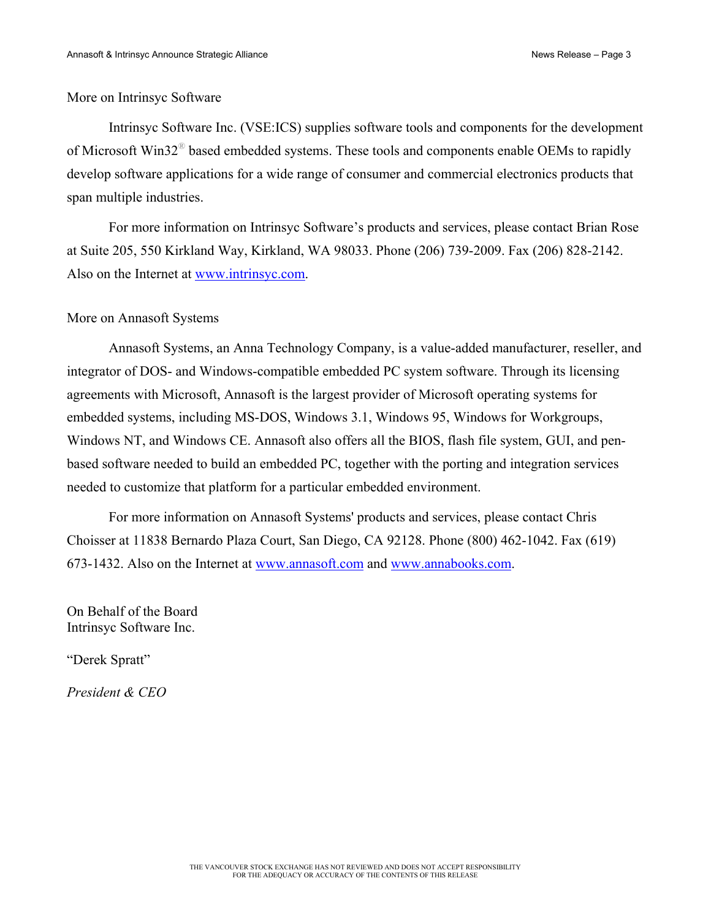## More on Intrinsyc Software

Intrinsyc Software Inc. (VSE:ICS) supplies software tools and components for the development of Microsoft Win32® based embedded systems. These tools and components enable OEMs to rapidly develop software applications for a wide range of consumer and commercial electronics products that span multiple industries.

For more information on Intrinsyc Software's products and services, please contact Brian Rose at Suite 205, 550 Kirkland Way, Kirkland, WA 98033. Phone (206) 739-2009. Fax (206) 828-2142. Also on the Internet at www.intrinsyc.com.

## More on Annasoft Systems

Annasoft Systems, an Anna Technology Company, is a value-added manufacturer, reseller, and integrator of DOS- and Windows-compatible embedded PC system software. Through its licensing agreements with Microsoft, Annasoft is the largest provider of Microsoft operating systems for embedded systems, including MS-DOS, Windows 3.1, Windows 95, Windows for Workgroups, Windows NT, and Windows CE. Annasoft also offers all the BIOS, flash file system, GUI, and pen-based software needed to build an embedded PC, together with the porting and integration services needed to customize that platform for a particular embedded environment.

For more information on Annasoft Systems' products and services, please contact Chris Choisser at 11838 Bernardo Plaza Court, San Diego, CA 92128. Phone (800) 462-1042. Fax (619) 673-1432. Also on the Internet at www.annasoft.com and www.annabooks.com.

On Behalf of the Board
Intrinsyc Software Inc.

"Derek Spratt"

*President & CEO*

THE VANCOUVER STOCK EXCHANGE HAS NOT REVIEWED AND DOES NOT ACCEPT RESPONSIBILITY FOR THE ADEQUACY OR ACCURACY OF THE CONTENTS OF THIS RELEASE